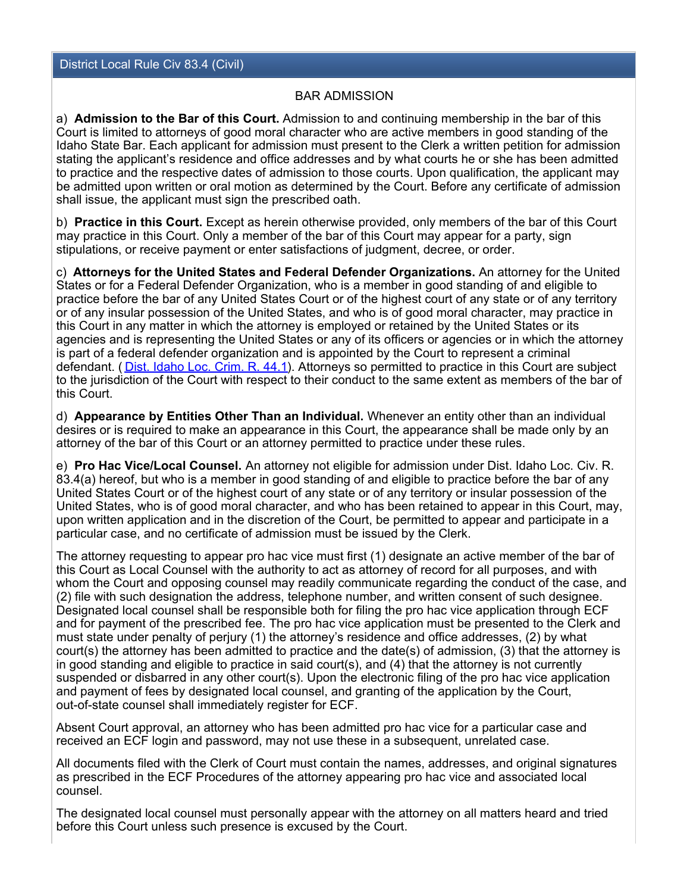## District Local Rule Civ 83.4 (Civil)

### BAR ADMISSION

a) **Admission to the Bar of this Court.** Admission to and continuing membership in the bar of this Court is limited to attorneys of good moral character who are active members in good standing of the Idaho State Bar. Each applicant for admission must present to the Clerk a written petition for admission stating the applicant's residence and office addresses and by what courts he or she has been admitted to practice and the respective dates of admission to those courts. Upon qualification, the applicant may be admitted upon written or oral motion as determined by the Court. Before any certificate of admission shall issue, the applicant must sign the prescribed oath.

b) **Practice in this Court.** Except as herein otherwise provided, only members of the bar of this Court may practice in this Court. Only a member of the bar of this Court may appear for a party, sign stipulations, or receive payment or enter satisfactions of judgment, decree, or order.

c) **Attorneys for the United States and Federal Defender Organizations.** An attorney for the United States or for a Federal Defender Organization, who is a member in good standing of and eligible to practice before the bar of any United States Court or of the highest court of any state or of any territory or of any insular possession of the United States, and who is of good moral character, may practice in this Court in any matter in which the attorney is employed or retained by the United States or its agencies and is representing the United States or any of its officers or agencies or in which the attorney is part of a federal defender organization and is appointed by the Court to represent a criminal defendant. ( Dist. Idaho Loc. Crim. R. 44.1). Attorneys so permitted to practice in this Court are subject to the jurisdiction of the Court with respect to their conduct to the same extent as members of the bar of this Court.

d) **Appearance by Entities Other Than an Individual.** Whenever an entity other than an individual desires or is required to make an appearance in this Court, the appearance shall be made only by an attorney of the bar of this Court or an attorney permitted to practice under these rules.

e) **Pro Hac Vice/Local Counsel.** An attorney not eligible for admission under Dist. Idaho Loc. Civ. R. 83.4(a) hereof, but who is a member in good standing of and eligible to practice before the bar of any United States Court or of the highest court of any state or of any territory or insular possession of the United States, who is of good moral character, and who has been retained to appear in this Court, may, upon written application and in the discretion of the Court, be permitted to appear and participate in a particular case, and no certificate of admission must be issued by the Clerk.

The attorney requesting to appear pro hac vice must first (1) designate an active member of the bar of this Court as Local Counsel with the authority to act as attorney of record for all purposes, and with whom the Court and opposing counsel may readily communicate regarding the conduct of the case, and (2) file with such designation the address, telephone number, and written consent of such designee. Designated local counsel shall be responsible both for filing the pro hac vice application through ECF and for payment of the prescribed fee. The pro hac vice application must be presented to the Clerk and must state under penalty of perjury (1) the attorney's residence and office addresses, (2) by what court(s) the attorney has been admitted to practice and the date(s) of admission, (3) that the attorney is in good standing and eligible to practice in said court(s), and (4) that the attorney is not currently suspended or disbarred in any other court(s). Upon the electronic filing of the pro hac vice application and payment of fees by designated local counsel, and granting of the application by the Court, out-of-state counsel shall immediately register for ECF.

Absent Court approval, an attorney who has been admitted pro hac vice for a particular case and received an ECF login and password, may not use these in a subsequent, unrelated case.

All documents filed with the Clerk of Court must contain the names, addresses, and original signatures as prescribed in the ECF Procedures of the attorney appearing pro hac vice and associated local counsel.

The designated local counsel must personally appear with the attorney on all matters heard and tried before this Court unless such presence is excused by the Court.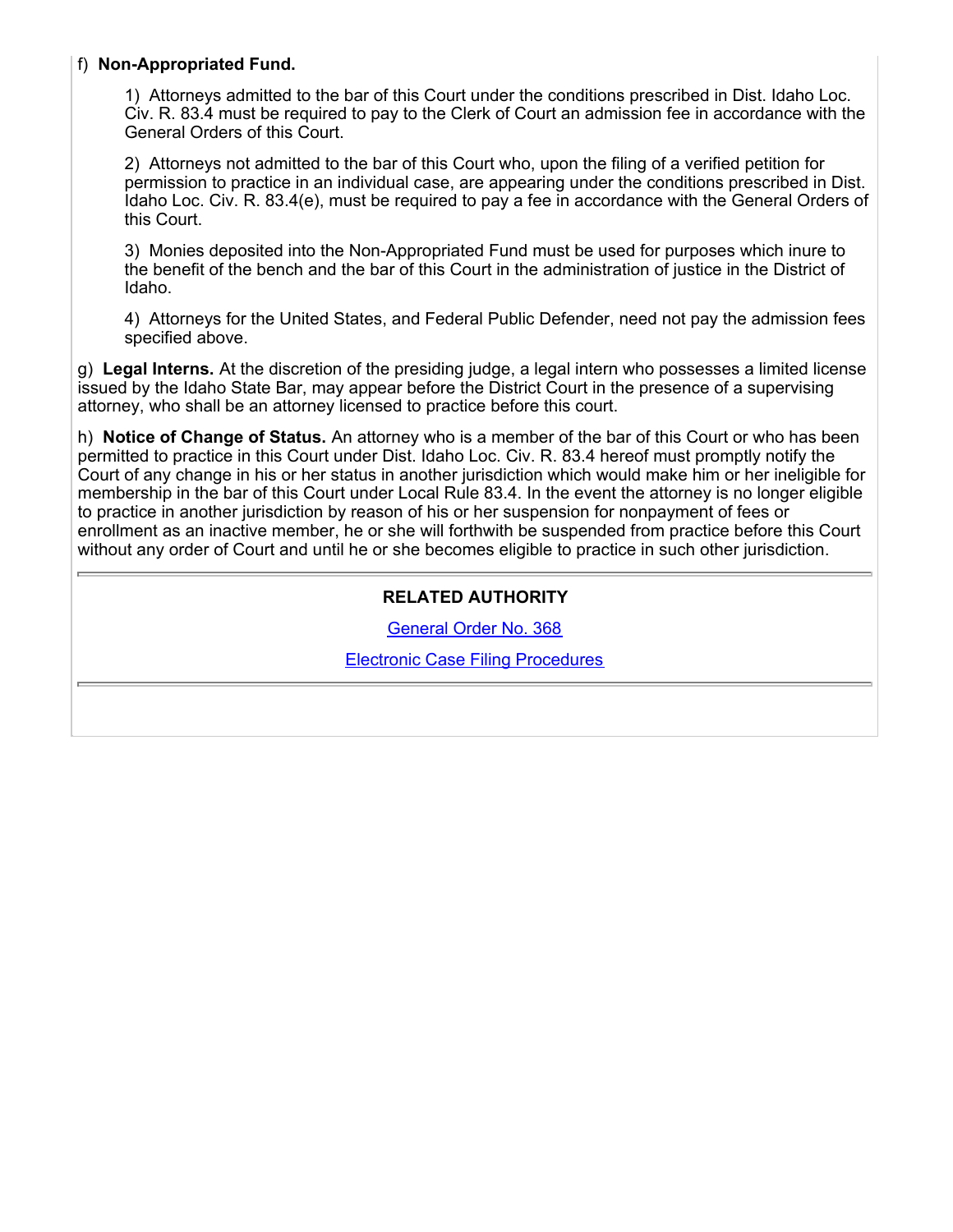f) **Non-Appropriated Fund.**

1) Attorneys admitted to the bar of this Court under the conditions prescribed in Dist. Idaho Loc. Civ. R. 83.4 must be required to pay to the Clerk of Court an admission fee in accordance with the General Orders of this Court.

2) Attorneys not admitted to the bar of this Court who, upon the filing of a verified petition for permission to practice in an individual case, are appearing under the conditions prescribed in Dist. Idaho Loc. Civ. R. 83.4(e), must be required to pay a fee in accordance with the General Orders of this Court.

3) Monies deposited into the Non-Appropriated Fund must be used for purposes which inure to the benefit of the bench and the bar of this Court in the administration of justice in the District of Idaho.

4) Attorneys for the United States, and Federal Public Defender, need not pay the admission fees specified above.

g) **Legal Interns.** At the discretion of the presiding judge, a legal intern who possesses a limited license issued by the Idaho State Bar, may appear before the District Court in the presence of a supervising attorney, who shall be an attorney licensed to practice before this court.

h) **Notice of Change of Status.** An attorney who is a member of the bar of this Court or who has been permitted to practice in this Court under Dist. Idaho Loc. Civ. R. 83.4 hereof must promptly notify the Court of any change in his or her status in another jurisdiction which would make him or her ineligible for membership in the bar of this Court under Local Rule 83.4. In the event the attorney is no longer eligible to practice in another jurisdiction by reason of his or her suspension for nonpayment of fees or enrollment as an inactive member, he or she will forthwith be suspended from practice before this Court without any order of Court and until he or she becomes eligible to practice in such other jurisdiction.

---

**RELATED AUTHORITY**

General Order No. 368

Electronic Case Filing Procedures

---